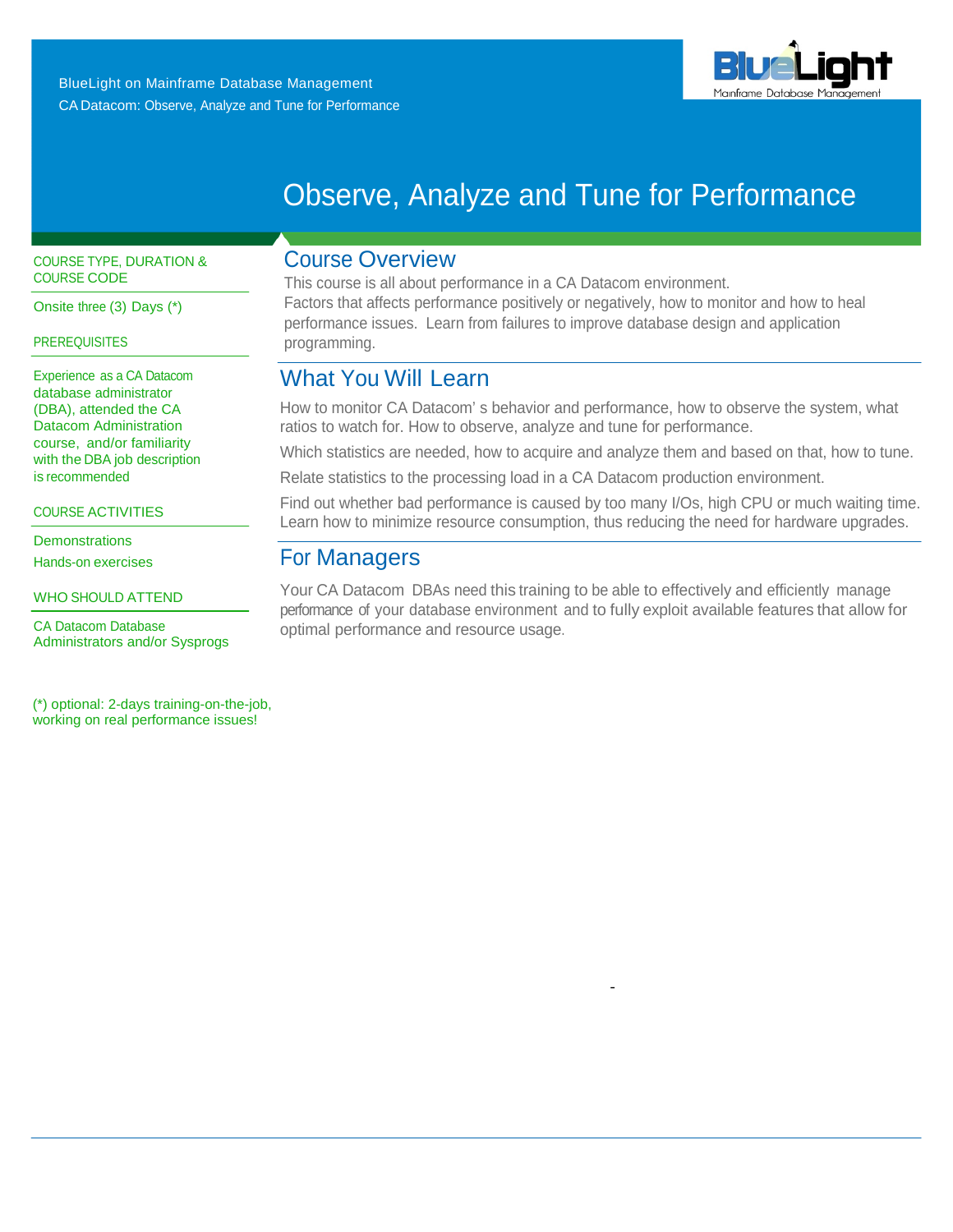BlueLight on Mainframe Database Management
CA Datacom: Observe, Analyze and Tune for Performance

# Observe, Analyze and Tune for Performance

## Course Overview

This course is all about performance in a CA Datacom environment.
Factors that affects performance positively or negatively, how to monitor and how to heal performance issues. Learn from failures to improve database design and application programming.

## What You Will Learn

How to monitor CA Datacom' s behavior and performance, how to observe the system, what ratios to watch for. How to observe, analyze and tune for performance.

Which statistics are needed, how to acquire and analyze them and based on that, how to tune.

Relate statistics to the processing load in a CA Datacom production environment.

Find out whether bad performance is caused by too many I/Os, high CPU or much waiting time. Learn how to minimize resource consumption, thus reducing the need for hardware upgrades.

## For Managers

Your CA Datacom DBAs need this training to be able to effectively and efficiently manage performance of your database environment and to fully exploit available features that allow for optimal performance and resource usage.

### COURSE TYPE, DURATION & COURSE CODE

Onsite three (3) Days (*)

### PREREQUISITES

Experience as a CA Datacom database administrator (DBA), attended the CA Datacom Administration course, and/or familiarity with the DBA job description is recommended

### COURSE ACTIVITIES

Demonstrations
Hands-on exercises

### WHO SHOULD ATTEND

CA Datacom Database Administrators and/or Sysprogs

(*) optional: 2-days training-on-the-job, working on real performance issues!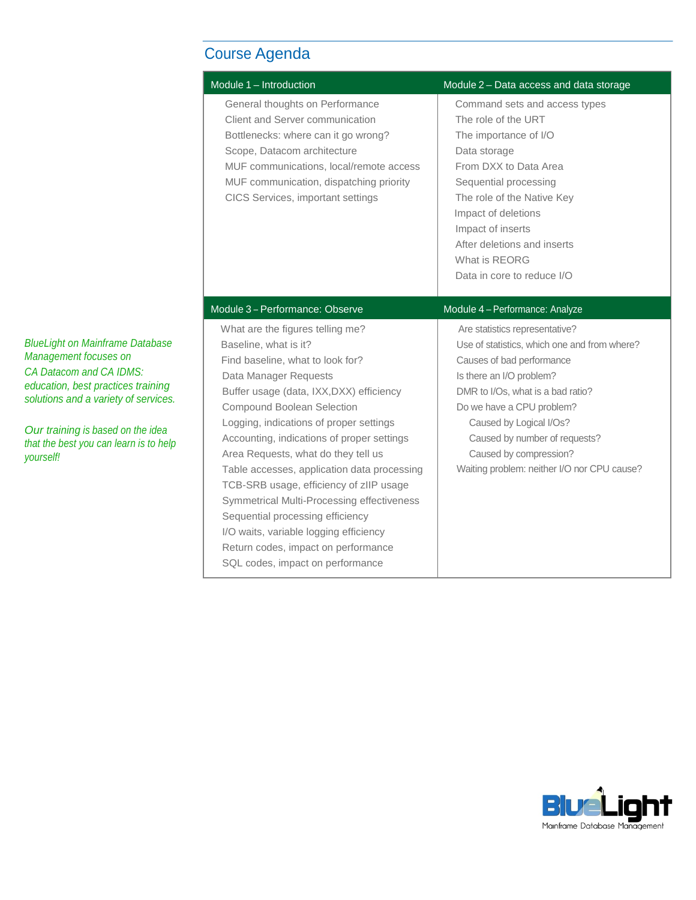## Course Agenda

*BlueLight on Mainframe Database Management focuses on CA Datacom and CA IDMS: education, best practices training solutions and a variety of services.*

*Our training is based on the idea that the best you can learn is to help yourself!*

### Module 1 – Introduction

- General thoughts on Performance
- Client and Server communication
- Bottlenecks: where can it go wrong?
- Scope, Datacom architecture
- MUF communications, local/remote access
- MUF communication, dispatching priority
- CICS Services, important settings

### Module 2 – Data access and data storage

- Command sets and access types
- The role of the URT
- The importance of I/O
- Data storage
- From DXX to Data Area
- Sequential processing
- The role of the Native Key
- Impact of deletions
- Impact of inserts
- After deletions and inserts
- What is REORG
- Data in core to reduce I/O

### Module 3 – Performance: Observe

- What are the figures telling me?
- Baseline, what is it?
- Find baseline, what to look for?
- Data Manager Requests
- Buffer usage (data, IXX,DXX) efficiency
- Compound Boolean Selection
- Logging, indications of proper settings
- Accounting, indications of proper settings
- Area Requests, what do they tell us
- Table accesses, application data processing
- TCB-SRB usage, efficiency of zIIP usage
- Symmetrical Multi-Processing effectiveness
- Sequential processing efficiency
- I/O waits, variable logging efficiency
- Return codes, impact on performance
- SQL codes, impact on performance

### Module 4 – Performance: Analyze

- Are statistics representative?
- Use of statistics, which one and from where?
- Causes of bad performance
- Is there an I/O problem?
- DMR to I/Os, what is a bad ratio?
- Do we have a CPU problem?
  - Caused by Logical I/Os?
  - Caused by number of requests?
  - Caused by compression?
- Waiting problem: neither I/O nor CPU cause?

BlueLight Mainframe Database Management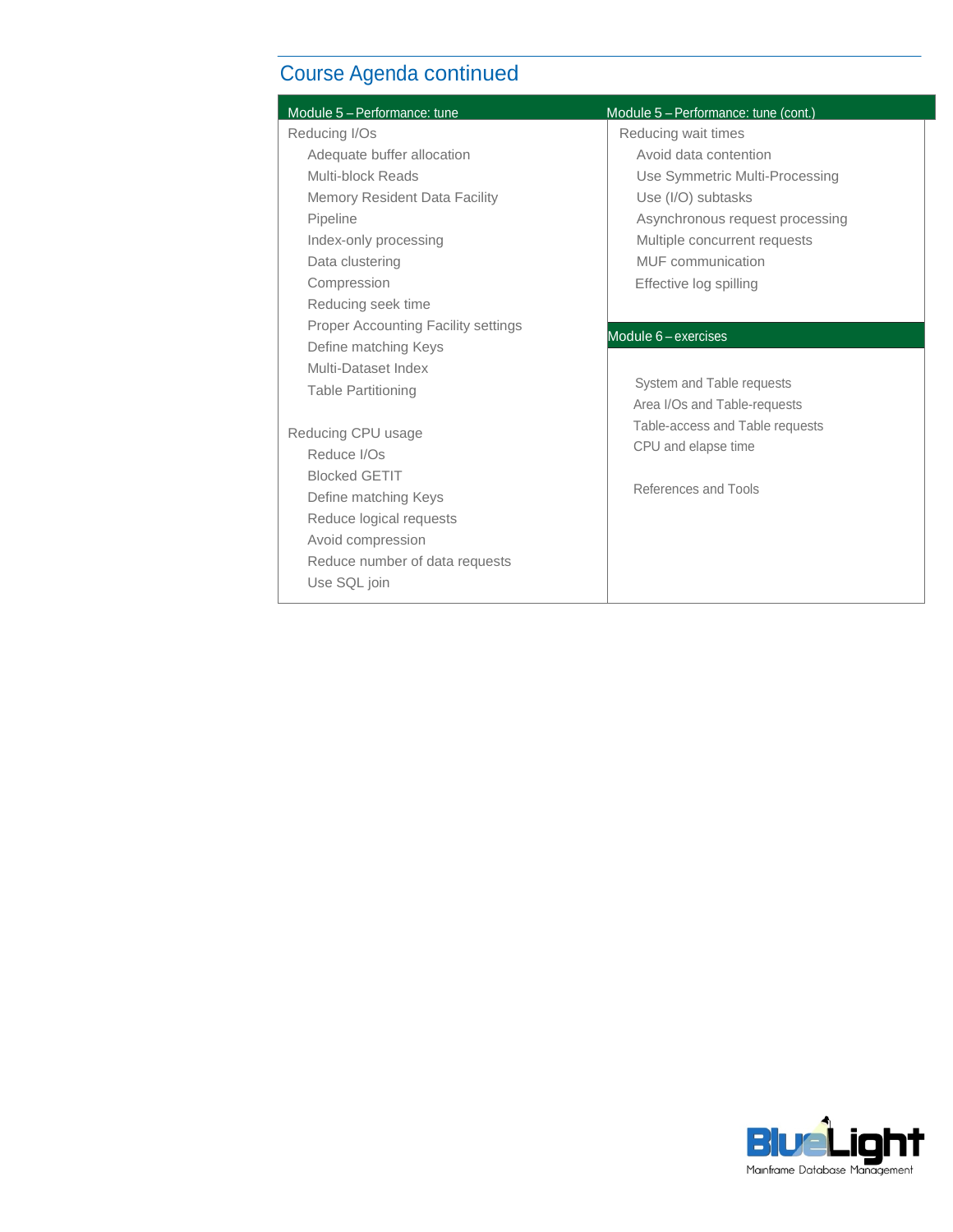## Course Agenda continued

| Module 5 – Performance: tune | Module 5 – Performance: tune (cont.) |
|---|---|
| Reducing I/Os | Reducing wait times |
| Adequate buffer allocation | Avoid data contention |
| Multi-block Reads | Use Symmetric Multi-Processing |
| Memory Resident Data Facility | Use (I/O) subtasks |
| Pipeline | Asynchronous request processing |
| Index-only processing | Multiple concurrent requests |
| Data clustering | MUF communication |
| Compression | Effective log spilling |
| Reducing seek time | |
| Proper Accounting Facility settings | **Module 6 – exercises** |
| Define matching Keys | |
| Multi-Dataset Index | System and Table requests |
| Table Partitioning | Area I/Os and Table-requests |
| | Table-access and Table requests |
| Reducing CPU usage | CPU and elapse time |
| Reduce I/Os | |
| Blocked GETIT | References and Tools |
| Define matching Keys | |
| Reduce logical requests | |
| Avoid compression | |
| Reduce number of data requests | |
| Use SQL join | |

BlueLight
Mainframe Database Management